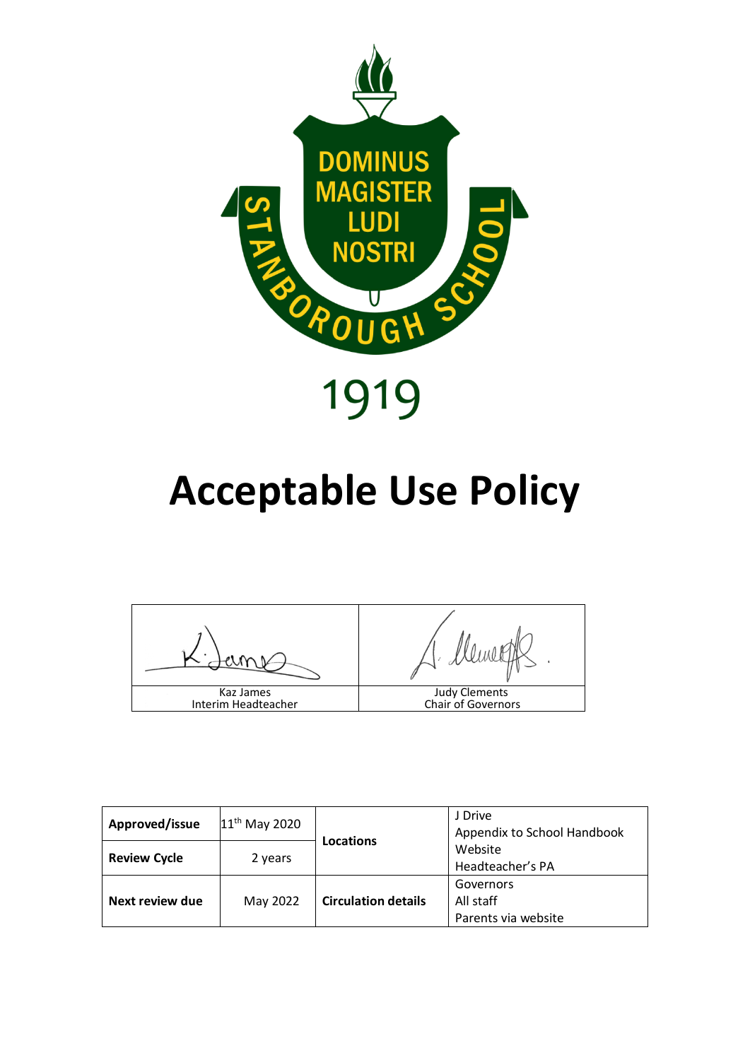DOMINUS MAGISTER LUDI NOSTRI

STANBOROUGH SCHOOL

1919

# Acceptable Use Policy

| Kaz James<br>Interim Headteacher | Judy Clements<br>Chair of Governors |
|---|---|

| **Approved/issue** | 11th May 2020 | **Locations** | J Drive<br>Appendix to School Handbook<br>Website<br>Headteacher's PA |
|---|---|---|---|
| **Review Cycle** | 2 years | | |
| **Next review due** | May 2022 | **Circulation details** | Governors<br>All staff<br>Parents via website |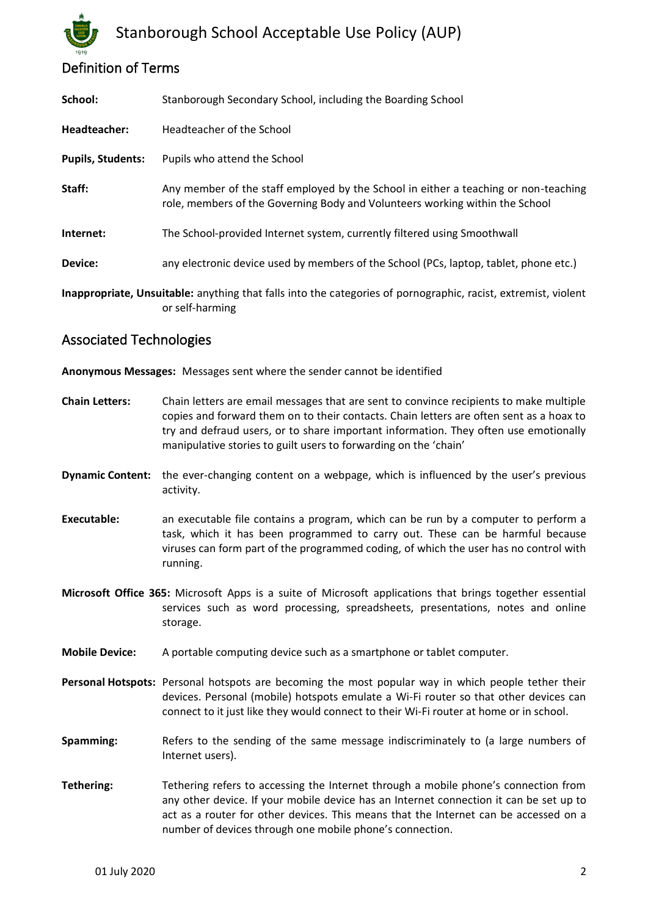## Definition of Terms

**School:** Stanborough Secondary School, including the Boarding School

**Headteacher:** Headteacher of the School

**Pupils, Students:** Pupils who attend the School

**Staff:** Any member of the staff employed by the School in either a teaching or non-teaching role, members of the Governing Body and Volunteers working within the School

**Internet:** The School-provided Internet system, currently filtered using Smoothwall

**Device:** any electronic device used by members of the School (PCs, laptop, tablet, phone etc.)

**Inappropriate, Unsuitable:** anything that falls into the categories of pornographic, racist, extremist, violent or self-harming

## Associated Technologies

**Anonymous Messages:** Messages sent where the sender cannot be identified

**Chain Letters:** Chain letters are email messages that are sent to convince recipients to make multiple copies and forward them on to their contacts. Chain letters are often sent as a hoax to try and defraud users, or to share important information. They often use emotionally manipulative stories to guilt users to forwarding on the 'chain'

**Dynamic Content:** the ever-changing content on a webpage, which is influenced by the user's previous activity.

**Executable:** an executable file contains a program, which can be run by a computer to perform a task, which it has been programmed to carry out. These can be harmful because viruses can form part of the programmed coding, of which the user has no control with running.

**Microsoft Office 365:** Microsoft Apps is a suite of Microsoft applications that brings together essential services such as word processing, spreadsheets, presentations, notes and online storage.

**Mobile Device:** A portable computing device such as a smartphone or tablet computer.

**Personal Hotspots:** Personal hotspots are becoming the most popular way in which people tether their devices. Personal (mobile) hotspots emulate a Wi-Fi router so that other devices can connect to it just like they would connect to their Wi-Fi router at home or in school.

**Spamming:** Refers to the sending of the same message indiscriminately to (a large numbers of Internet users).

**Tethering:** Tethering refers to accessing the Internet through a mobile phone's connection from any other device. If your mobile device has an Internet connection it can be set up to act as a router for other devices. This means that the Internet can be accessed on a number of devices through one mobile phone's connection.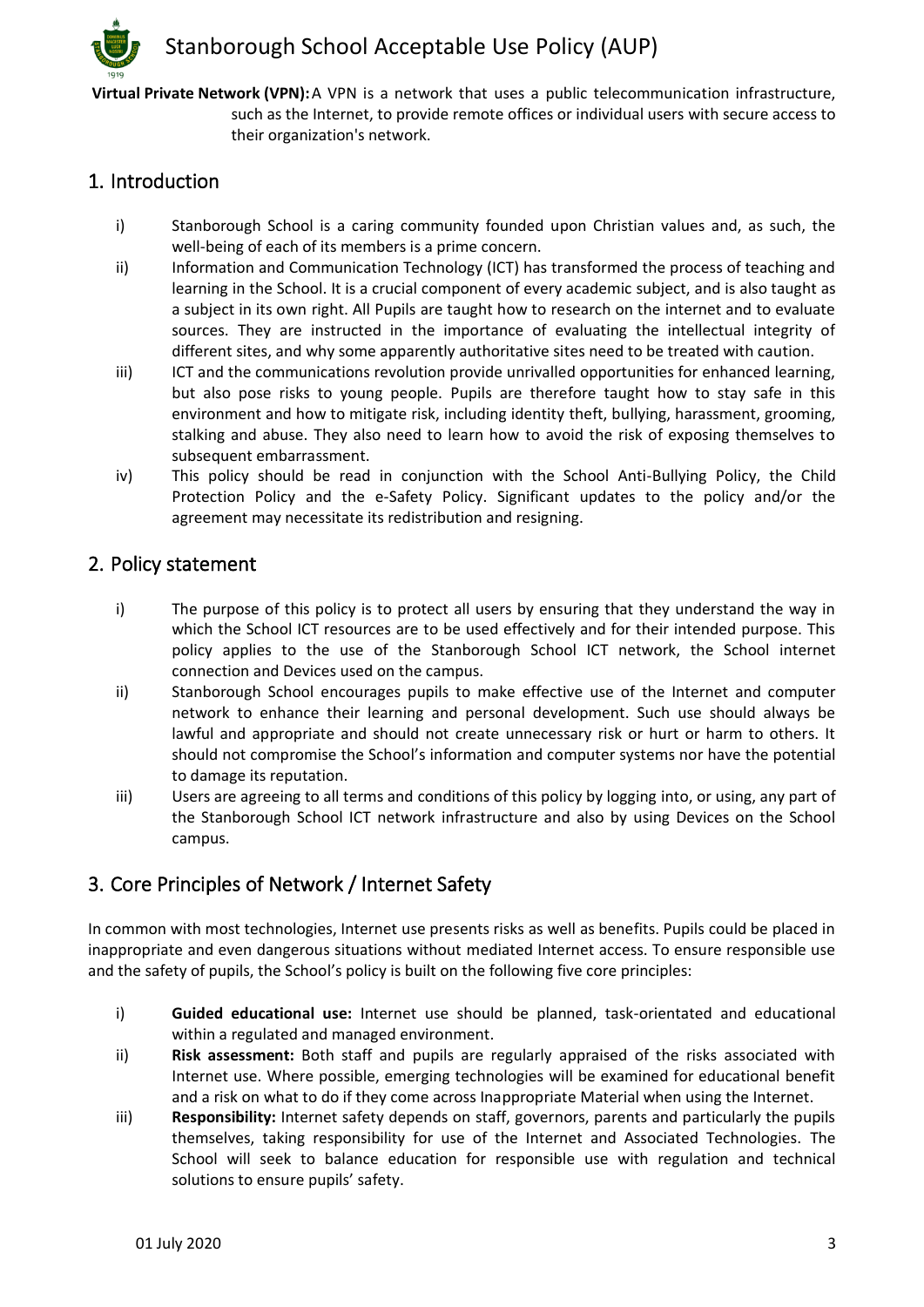**Virtual Private Network (VPN):** A VPN is a network that uses a public telecommunication infrastructure, such as the Internet, to provide remote offices or individual users with secure access to their organization's network.

## 1. Introduction

i) Stanborough School is a caring community founded upon Christian values and, as such, the well-being of each of its members is a prime concern.

ii) Information and Communication Technology (ICT) has transformed the process of teaching and learning in the School. It is a crucial component of every academic subject, and is also taught as a subject in its own right. All Pupils are taught how to research on the internet and to evaluate sources. They are instructed in the importance of evaluating the intellectual integrity of different sites, and why some apparently authoritative sites need to be treated with caution.

iii) ICT and the communications revolution provide unrivalled opportunities for enhanced learning, but also pose risks to young people. Pupils are therefore taught how to stay safe in this environment and how to mitigate risk, including identity theft, bullying, harassment, grooming, stalking and abuse. They also need to learn how to avoid the risk of exposing themselves to subsequent embarrassment.

iv) This policy should be read in conjunction with the School Anti-Bullying Policy, the Child Protection Policy and the e-Safety Policy. Significant updates to the policy and/or the agreement may necessitate its redistribution and resigning.

## 2. Policy statement

i) The purpose of this policy is to protect all users by ensuring that they understand the way in which the School ICT resources are to be used effectively and for their intended purpose. This policy applies to the use of the Stanborough School ICT network, the School internet connection and Devices used on the campus.

ii) Stanborough School encourages pupils to make effective use of the Internet and computer network to enhance their learning and personal development. Such use should always be lawful and appropriate and should not create unnecessary risk or hurt or harm to others. It should not compromise the School's information and computer systems nor have the potential to damage its reputation.

iii) Users are agreeing to all terms and conditions of this policy by logging into, or using, any part of the Stanborough School ICT network infrastructure and also by using Devices on the School campus.

## 3. Core Principles of Network / Internet Safety

In common with most technologies, Internet use presents risks as well as benefits. Pupils could be placed in inappropriate and even dangerous situations without mediated Internet access. To ensure responsible use and the safety of pupils, the School's policy is built on the following five core principles:

i) **Guided educational use:** Internet use should be planned, task-orientated and educational within a regulated and managed environment.

ii) **Risk assessment:** Both staff and pupils are regularly appraised of the risks associated with Internet use. Where possible, emerging technologies will be examined for educational benefit and a risk on what to do if they come across Inappropriate Material when using the Internet.

iii) **Responsibility:** Internet safety depends on staff, governors, parents and particularly the pupils themselves, taking responsibility for use of the Internet and Associated Technologies. The School will seek to balance education for responsible use with regulation and technical solutions to ensure pupils' safety.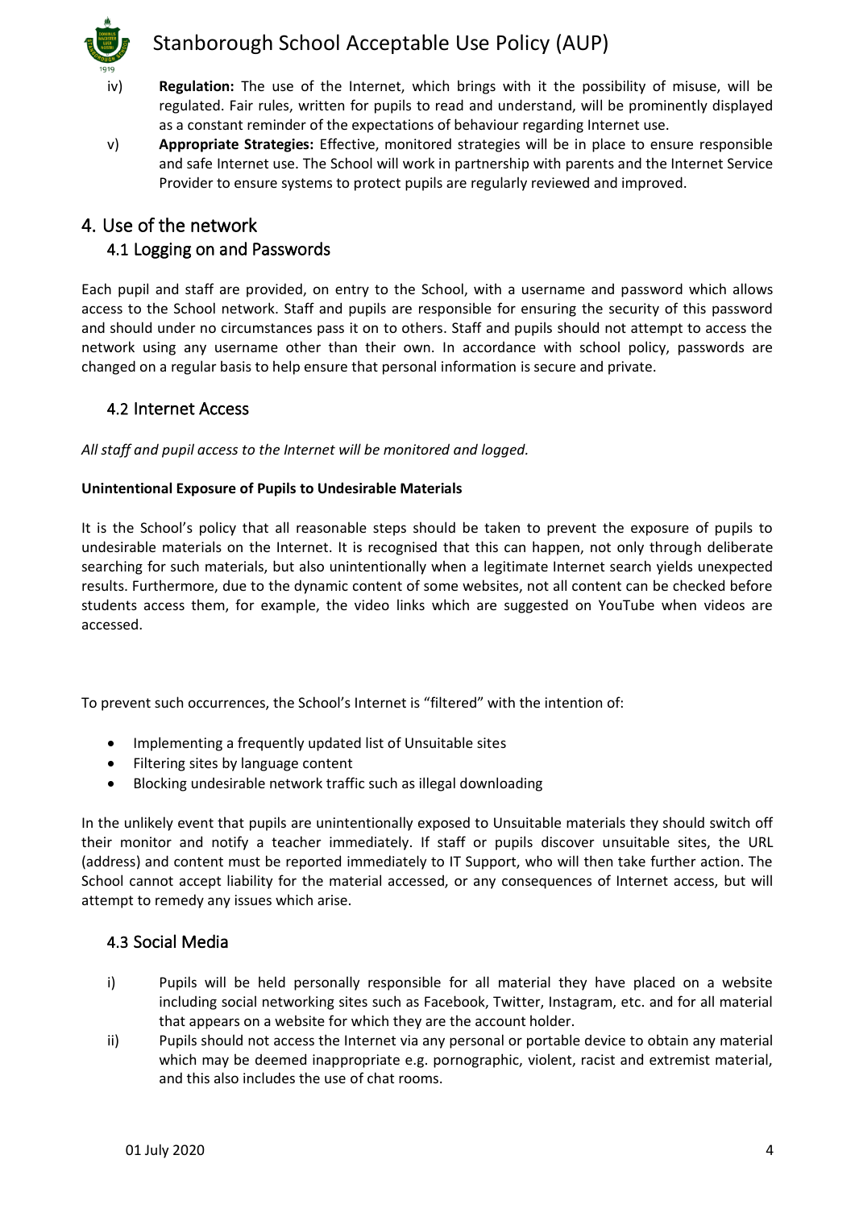iv) **Regulation:** The use of the Internet, which brings with it the possibility of misuse, will be regulated. Fair rules, written for pupils to read and understand, will be prominently displayed as a constant reminder of the expectations of behaviour regarding Internet use.

v) **Appropriate Strategies:** Effective, monitored strategies will be in place to ensure responsible and safe Internet use. The School will work in partnership with parents and the Internet Service Provider to ensure systems to protect pupils are regularly reviewed and improved.

# 4. Use of the network

## 4.1 Logging on and Passwords

Each pupil and staff are provided, on entry to the School, with a username and password which allows access to the School network. Staff and pupils are responsible for ensuring the security of this password and should under no circumstances pass it on to others. Staff and pupils should not attempt to access the network using any username other than their own. In accordance with school policy, passwords are changed on a regular basis to help ensure that personal information is secure and private.

## 4.2 Internet Access

*All staff and pupil access to the Internet will be monitored and logged.*

**Unintentional Exposure of Pupils to Undesirable Materials**

It is the School's policy that all reasonable steps should be taken to prevent the exposure of pupils to undesirable materials on the Internet. It is recognised that this can happen, not only through deliberate searching for such materials, but also unintentionally when a legitimate Internet search yields unexpected results. Furthermore, due to the dynamic content of some websites, not all content can be checked before students access them, for example, the video links which are suggested on YouTube when videos are accessed.

To prevent such occurrences, the School's Internet is "filtered" with the intention of:

- Implementing a frequently updated list of Unsuitable sites
- Filtering sites by language content
- Blocking undesirable network traffic such as illegal downloading

In the unlikely event that pupils are unintentionally exposed to Unsuitable materials they should switch off their monitor and notify a teacher immediately. If staff or pupils discover unsuitable sites, the URL (address) and content must be reported immediately to IT Support, who will then take further action. The School cannot accept liability for the material accessed, or any consequences of Internet access, but will attempt to remedy any issues which arise.

## 4.3 Social Media

i) Pupils will be held personally responsible for all material they have placed on a website including social networking sites such as Facebook, Twitter, Instagram, etc. and for all material that appears on a website for which they are the account holder.

ii) Pupils should not access the Internet via any personal or portable device to obtain any material which may be deemed inappropriate e.g. pornographic, violent, racist and extremist material, and this also includes the use of chat rooms.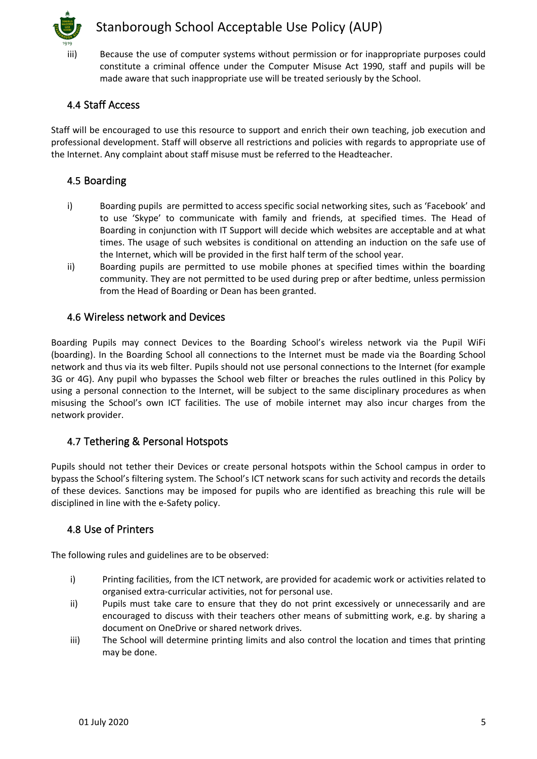iii) Because the use of computer systems without permission or for inappropriate purposes could constitute a criminal offence under the Computer Misuse Act 1990, staff and pupils will be made aware that such inappropriate use will be treated seriously by the School.

## 4.4 Staff Access

Staff will be encouraged to use this resource to support and enrich their own teaching, job execution and professional development. Staff will observe all restrictions and policies with regards to appropriate use of the Internet. Any complaint about staff misuse must be referred to the Headteacher.

## 4.5 Boarding

i) Boarding pupils are permitted to access specific social networking sites, such as 'Facebook' and to use 'Skype' to communicate with family and friends, at specified times. The Head of Boarding in conjunction with IT Support will decide which websites are acceptable and at what times. The usage of such websites is conditional on attending an induction on the safe use of the Internet, which will be provided in the first half term of the school year.

ii) Boarding pupils are permitted to use mobile phones at specified times within the boarding community. They are not permitted to be used during prep or after bedtime, unless permission from the Head of Boarding or Dean has been granted.

## 4.6 Wireless network and Devices

Boarding Pupils may connect Devices to the Boarding School's wireless network via the Pupil WiFi (boarding). In the Boarding School all connections to the Internet must be made via the Boarding School network and thus via its web filter. Pupils should not use personal connections to the Internet (for example 3G or 4G). Any pupil who bypasses the School web filter or breaches the rules outlined in this Policy by using a personal connection to the Internet, will be subject to the same disciplinary procedures as when misusing the School's own ICT facilities. The use of mobile internet may also incur charges from the network provider.

## 4.7 Tethering & Personal Hotspots

Pupils should not tether their Devices or create personal hotspots within the School campus in order to bypass the School's filtering system. The School's ICT network scans for such activity and records the details of these devices. Sanctions may be imposed for pupils who are identified as breaching this rule will be disciplined in line with the e-Safety policy.

## 4.8 Use of Printers

The following rules and guidelines are to be observed:

i) Printing facilities, from the ICT network, are provided for academic work or activities related to organised extra-curricular activities, not for personal use.

ii) Pupils must take care to ensure that they do not print excessively or unnecessarily and are encouraged to discuss with their teachers other means of submitting work, e.g. by sharing a document on OneDrive or shared network drives.

iii) The School will determine printing limits and also control the location and times that printing may be done.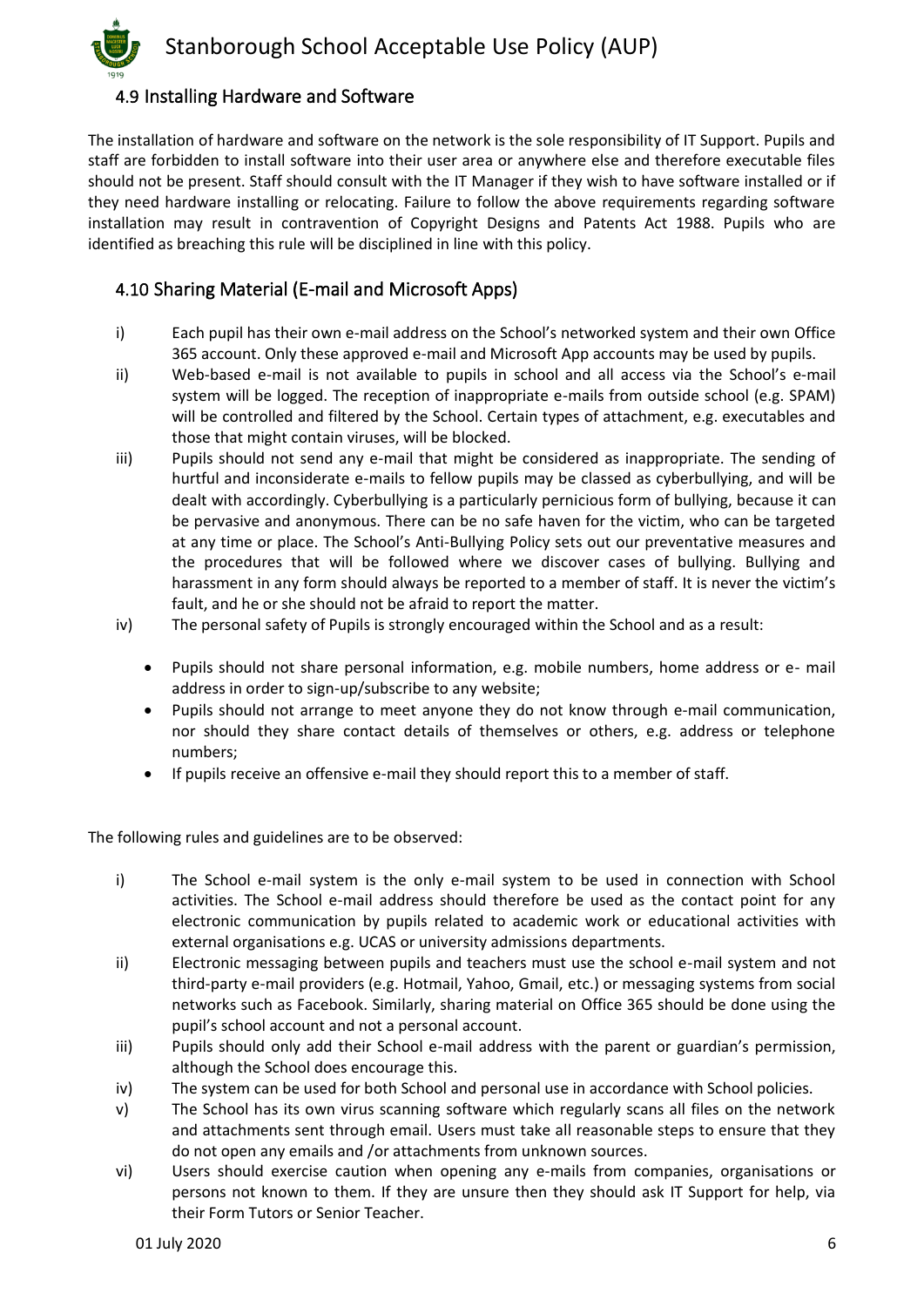## 4.9 Installing Hardware and Software

The installation of hardware and software on the network is the sole responsibility of IT Support. Pupils and staff are forbidden to install software into their user area or anywhere else and therefore executable files should not be present. Staff should consult with the IT Manager if they wish to have software installed or if they need hardware installing or relocating. Failure to follow the above requirements regarding software installation may result in contravention of Copyright Designs and Patents Act 1988. Pupils who are identified as breaching this rule will be disciplined in line with this policy.

## 4.10 Sharing Material (E-mail and Microsoft Apps)

i) Each pupil has their own e-mail address on the School's networked system and their own Office 365 account. Only these approved e-mail and Microsoft App accounts may be used by pupils.

ii) Web-based e-mail is not available to pupils in school and all access via the School's e-mail system will be logged. The reception of inappropriate e-mails from outside school (e.g. SPAM) will be controlled and filtered by the School. Certain types of attachment, e.g. executables and those that might contain viruses, will be blocked.

iii) Pupils should not send any e-mail that might be considered as inappropriate. The sending of hurtful and inconsiderate e-mails to fellow pupils may be classed as cyberbullying, and will be dealt with accordingly. Cyberbullying is a particularly pernicious form of bullying, because it can be pervasive and anonymous. There can be no safe haven for the victim, who can be targeted at any time or place. The School's Anti-Bullying Policy sets out our preventative measures and the procedures that will be followed where we discover cases of bullying. Bullying and harassment in any form should always be reported to a member of staff. It is never the victim's fault, and he or she should not be afraid to report the matter.

iv) The personal safety of Pupils is strongly encouraged within the School and as a result:

- Pupils should not share personal information, e.g. mobile numbers, home address or e- mail address in order to sign-up/subscribe to any website;
- Pupils should not arrange to meet anyone they do not know through e-mail communication, nor should they share contact details of themselves or others, e.g. address or telephone numbers;
- If pupils receive an offensive e-mail they should report this to a member of staff.

The following rules and guidelines are to be observed:

i) The School e-mail system is the only e-mail system to be used in connection with School activities. The School e-mail address should therefore be used as the contact point for any electronic communication by pupils related to academic work or educational activities with external organisations e.g. UCAS or university admissions departments.

ii) Electronic messaging between pupils and teachers must use the school e-mail system and not third-party e-mail providers (e.g. Hotmail, Yahoo, Gmail, etc.) or messaging systems from social networks such as Facebook. Similarly, sharing material on Office 365 should be done using the pupil's school account and not a personal account.

iii) Pupils should only add their School e-mail address with the parent or guardian's permission, although the School does encourage this.

iv) The system can be used for both School and personal use in accordance with School policies.

v) The School has its own virus scanning software which regularly scans all files on the network and attachments sent through email. Users must take all reasonable steps to ensure that they do not open any emails and /or attachments from unknown sources.

vi) Users should exercise caution when opening any e-mails from companies, organisations or persons not known to them. If they are unsure then they should ask IT Support for help, via their Form Tutors or Senior Teacher.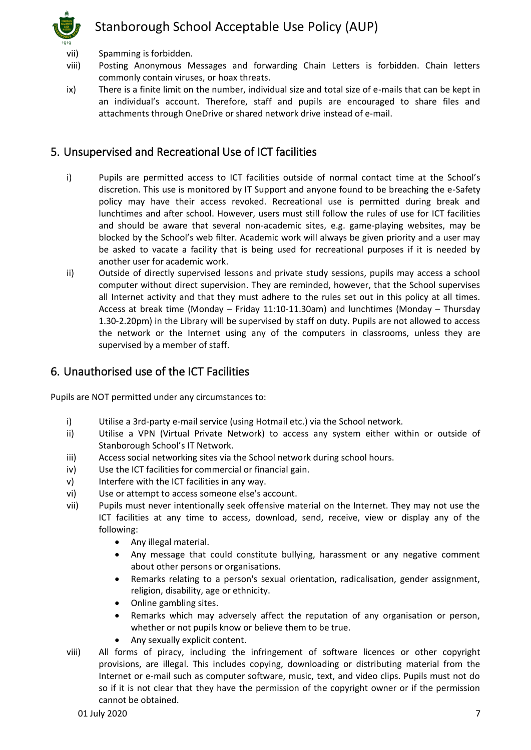vii) Spamming is forbidden.

viii) Posting Anonymous Messages and forwarding Chain Letters is forbidden. Chain letters commonly contain viruses, or hoax threats.

ix) There is a finite limit on the number, individual size and total size of e-mails that can be kept in an individual's account. Therefore, staff and pupils are encouraged to share files and attachments through OneDrive or shared network drive instead of e-mail.

## 5. Unsupervised and Recreational Use of ICT facilities

i) Pupils are permitted access to ICT facilities outside of normal contact time at the School's discretion. This use is monitored by IT Support and anyone found to be breaching the e-Safety policy may have their access revoked. Recreational use is permitted during break and lunchtimes and after school. However, users must still follow the rules of use for ICT facilities and should be aware that several non-academic sites, e.g. game-playing websites, may be blocked by the School's web filter. Academic work will always be given priority and a user may be asked to vacate a facility that is being used for recreational purposes if it is needed by another user for academic work.

ii) Outside of directly supervised lessons and private study sessions, pupils may access a school computer without direct supervision. They are reminded, however, that the School supervises all Internet activity and that they must adhere to the rules set out in this policy at all times. Access at break time (Monday – Friday 11:10-11.30am) and lunchtimes (Monday – Thursday 1.30-2.20pm) in the Library will be supervised by staff on duty. Pupils are not allowed to access the network or the Internet using any of the computers in classrooms, unless they are supervised by a member of staff.

## 6. Unauthorised use of the ICT Facilities

Pupils are NOT permitted under any circumstances to:

i) Utilise a 3rd-party e-mail service (using Hotmail etc.) via the School network.

ii) Utilise a VPN (Virtual Private Network) to access any system either within or outside of Stanborough School's IT Network.

iii) Access social networking sites via the School network during school hours.

iv) Use the ICT facilities for commercial or financial gain.

v) Interfere with the ICT facilities in any way.

vi) Use or attempt to access someone else's account.

vii) Pupils must never intentionally seek offensive material on the Internet. They may not use the ICT facilities at any time to access, download, send, receive, view or display any of the following:
   - Any illegal material.
   - Any message that could constitute bullying, harassment or any negative comment about other persons or organisations.
   - Remarks relating to a person's sexual orientation, radicalisation, gender assignment, religion, disability, age or ethnicity.
   - Online gambling sites.
   - Remarks which may adversely affect the reputation of any organisation or person, whether or not pupils know or believe them to be true.
   - Any sexually explicit content.

viii) All forms of piracy, including the infringement of software licences or other copyright provisions, are illegal. This includes copying, downloading or distributing material from the Internet or e-mail such as computer software, music, text, and video clips. Pupils must not do so if it is not clear that they have the permission of the copyright owner or if the permission cannot be obtained.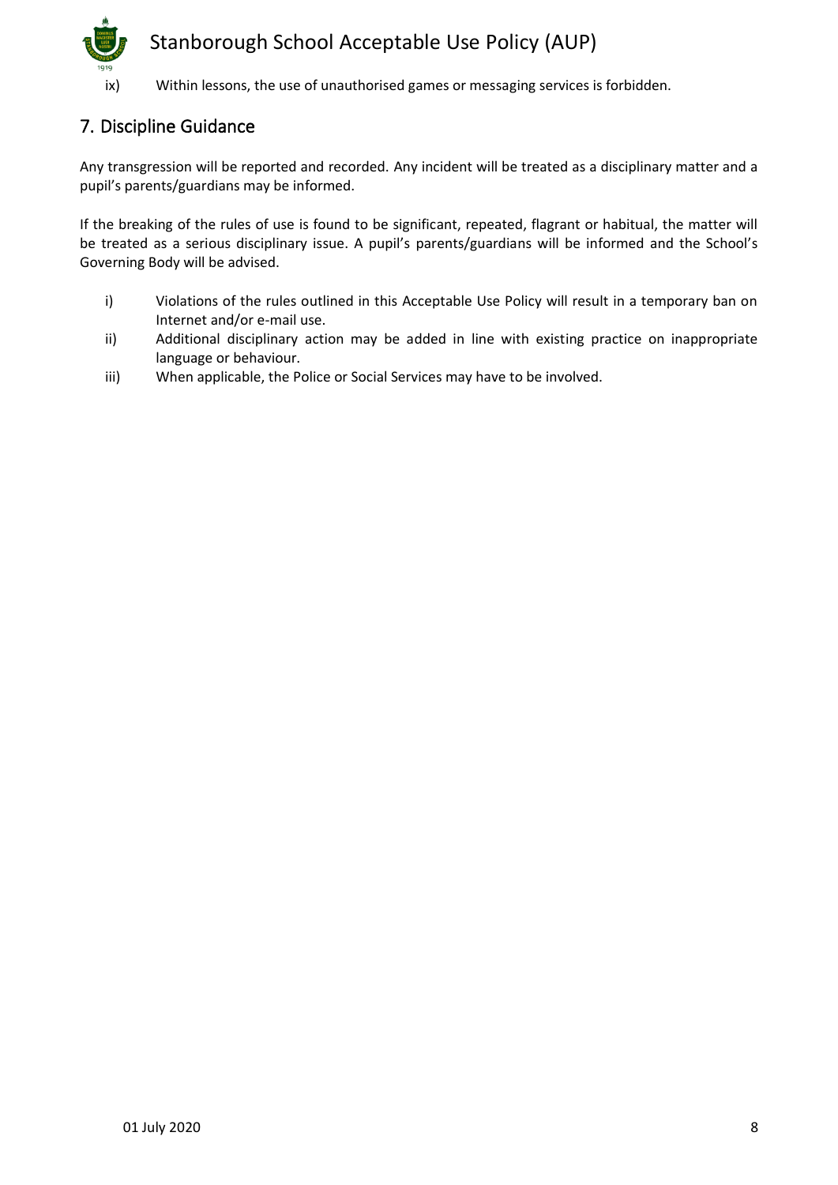ix) Within lessons, the use of unauthorised games or messaging services is forbidden.

## 7. Discipline Guidance

Any transgression will be reported and recorded. Any incident will be treated as a disciplinary matter and a pupil's parents/guardians may be informed.

If the breaking of the rules of use is found to be significant, repeated, flagrant or habitual, the matter will be treated as a serious disciplinary issue. A pupil's parents/guardians will be informed and the School's Governing Body will be advised.

i) Violations of the rules outlined in this Acceptable Use Policy will result in a temporary ban on Internet and/or e-mail use.

ii) Additional disciplinary action may be added in line with existing practice on inappropriate language or behaviour.

iii) When applicable, the Police or Social Services may have to be involved.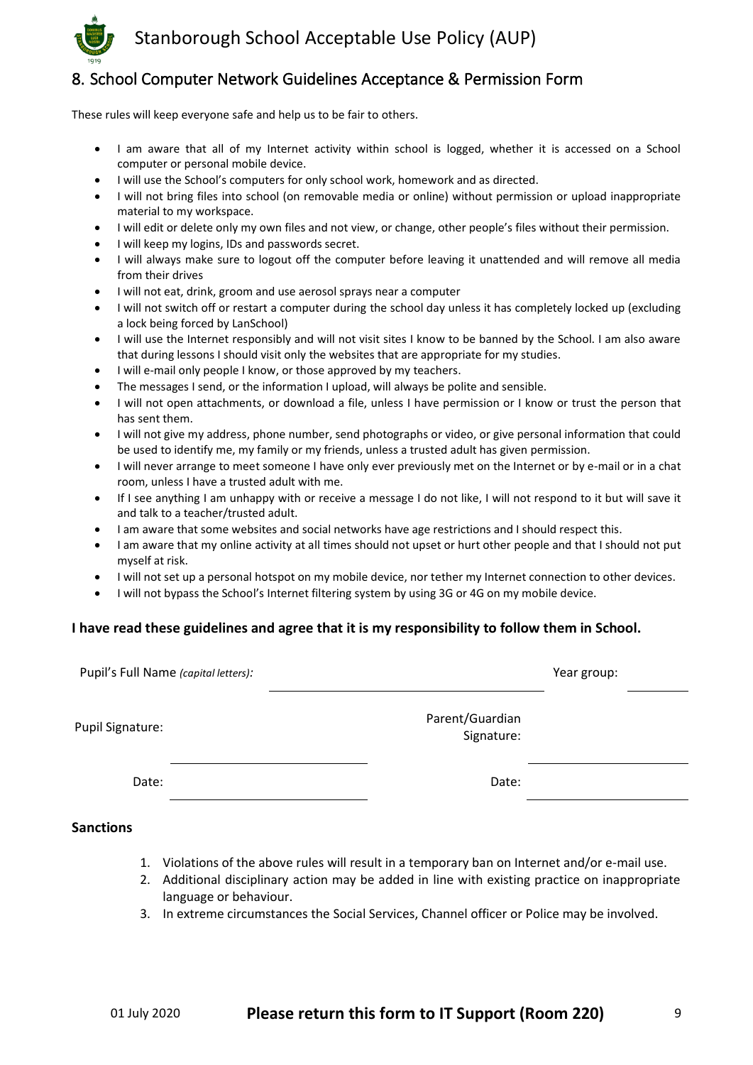## 8. School Computer Network Guidelines Acceptance & Permission Form

These rules will keep everyone safe and help us to be fair to others.

- I am aware that all of my Internet activity within school is logged, whether it is accessed on a School computer or personal mobile device.
- I will use the School's computers for only school work, homework and as directed.
- I will not bring files into school (on removable media or online) without permission or upload inappropriate material to my workspace.
- I will edit or delete only my own files and not view, or change, other people's files without their permission.
- I will keep my logins, IDs and passwords secret.
- I will always make sure to logout off the computer before leaving it unattended and will remove all media from their drives
- I will not eat, drink, groom and use aerosol sprays near a computer
- I will not switch off or restart a computer during the school day unless it has completely locked up (excluding a lock being forced by LanSchool)
- I will use the Internet responsibly and will not visit sites I know to be banned by the School. I am also aware that during lessons I should visit only the websites that are appropriate for my studies.
- I will e-mail only people I know, or those approved by my teachers.
- The messages I send, or the information I upload, will always be polite and sensible.
- I will not open attachments, or download a file, unless I have permission or I know or trust the person that has sent them.
- I will not give my address, phone number, send photographs or video, or give personal information that could be used to identify me, my family or my friends, unless a trusted adult has given permission.
- I will never arrange to meet someone I have only ever previously met on the Internet or by e-mail or in a chat room, unless I have a trusted adult with me.
- If I see anything I am unhappy with or receive a message I do not like, I will not respond to it but will save it and talk to a teacher/trusted adult.
- I am aware that some websites and social networks have age restrictions and I should respect this.
- I am aware that my online activity at all times should not upset or hurt other people and that I should not put myself at risk.
- I will not set up a personal hotspot on my mobile device, nor tether my Internet connection to other devices.
- I will not bypass the School's Internet filtering system by using 3G or 4G on my mobile device.

**I have read these guidelines and agree that it is my responsibility to follow them in School.**

Pupil's Full Name *(capital letters)*: ______________________ Year group: ________

Pupil Signature: ______________________ Parent/Guardian Signature: ______________________

Date: ______________________ Date: ______________________

### Sanctions

1. Violations of the above rules will result in a temporary ban on Internet and/or e-mail use.
2. Additional disciplinary action may be added in line with existing practice on inappropriate language or behaviour.
3. In extreme circumstances the Social Services, Channel officer or Police may be involved.

01 July 2020 **Please return this form to IT Support (Room 220)**